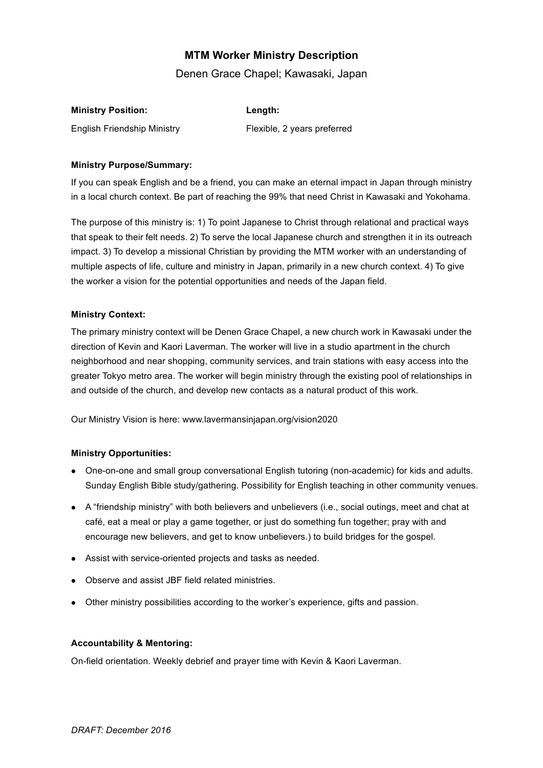# MTM Worker Ministry Description

Denen Grace Chapel; Kawasaki, Japan

| **Ministry Position:** | **Length:** |
| --- | --- |
| English Friendship Ministry | Flexible, 2 years preferred |

**Ministry Purpose/Summary:**

If you can speak English and be a friend, you can make an eternal impact in Japan through ministry in a local church context. Be part of reaching the 99% that need Christ in Kawasaki and Yokohama.

The purpose of this ministry is: 1) To point Japanese to Christ through relational and practical ways that speak to their felt needs. 2) To serve the local Japanese church and strengthen it in its outreach impact. 3) To develop a missional Christian by providing the MTM worker with an understanding of multiple aspects of life, culture and ministry in Japan, primarily in a new church context. 4) To give the worker a vision for the potential opportunities and needs of the Japan field.

**Ministry Context:**

The primary ministry context will be Denen Grace Chapel, a new church work in Kawasaki under the direction of Kevin and Kaori Laverman. The worker will live in a studio apartment in the church neighborhood and near shopping, community services, and train stations with easy access into the greater Tokyo metro area. The worker will begin ministry through the existing pool of relationships in and outside of the church, and develop new contacts as a natural product of this work.

Our Ministry Vision is here: www.lavermansinjapan.org/vision2020

**Ministry Opportunities:**

- One-on-one and small group conversational English tutoring (non-academic) for kids and adults. Sunday English Bible study/gathering. Possibility for English teaching in other community venues.
- A "friendship ministry" with both believers and unbelievers (i.e., social outings, meet and chat at café, eat a meal or play a game together, or just do something fun together; pray with and encourage new believers, and get to know unbelievers.) to build bridges for the gospel.
- Assist with service-oriented projects and tasks as needed.
- Observe and assist JBF field related ministries.
- Other ministry possibilities according to the worker's experience, gifts and passion.

**Accountability & Mentoring:**

On-field orientation. Weekly debrief and prayer time with Kevin & Kaori Laverman.

*DRAFT: December 2016*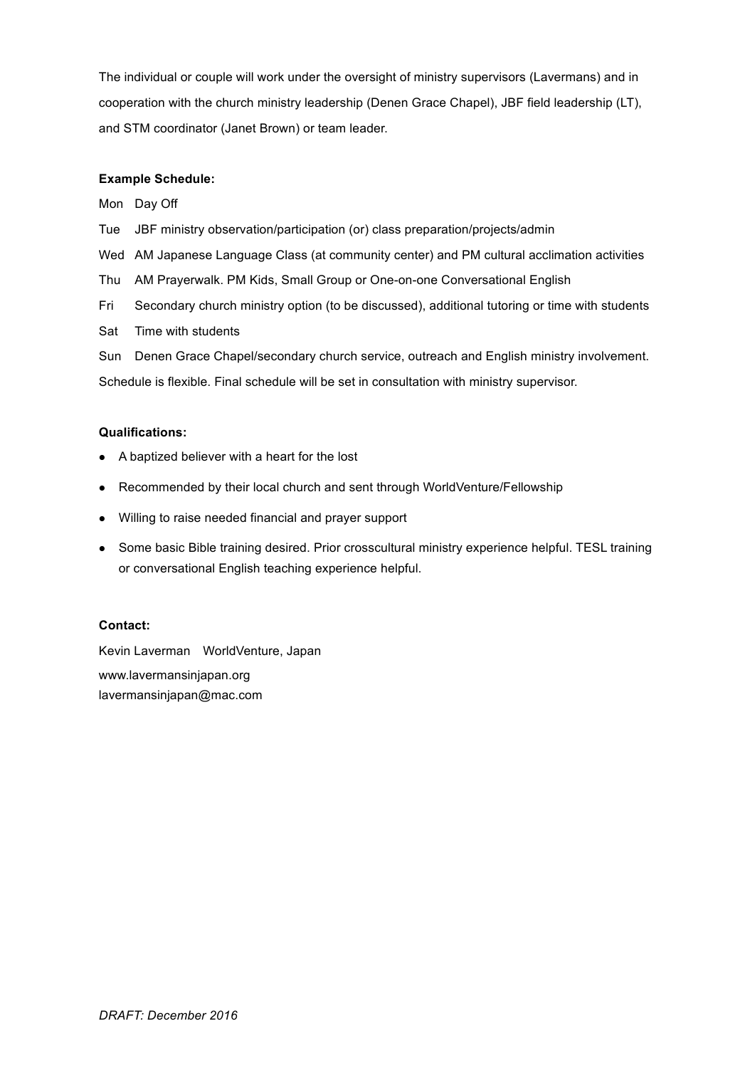The individual or couple will work under the oversight of ministry supervisors (Lavermans) and in cooperation with the church ministry leadership (Denen Grace Chapel), JBF field leadership (LT), and STM coordinator (Janet Brown) or team leader.

**Example Schedule:**

Mon Day Off

Tue JBF ministry observation/participation (or) class preparation/projects/admin

Wed AM Japanese Language Class (at community center) and PM cultural acclimation activities

Thu AM Prayerwalk. PM Kids, Small Group or One-on-one Conversational English

Fri Secondary church ministry option (to be discussed), additional tutoring or time with students

Sat Time with students

Sun Denen Grace Chapel/secondary church service, outreach and English ministry involvement.

Schedule is flexible. Final schedule will be set in consultation with ministry supervisor.

**Qualifications:**

- A baptized believer with a heart for the lost
- Recommended by their local church and sent through WorldVenture/Fellowship
- Willing to raise needed financial and prayer support
- Some basic Bible training desired. Prior crosscultural ministry experience helpful. TESL training or conversational English teaching experience helpful.

**Contact:**

Kevin Laverman WorldVenture, Japan

www.lavermansinjapan.org

lavermansinjapan@mac.com

*DRAFT: December 2016*